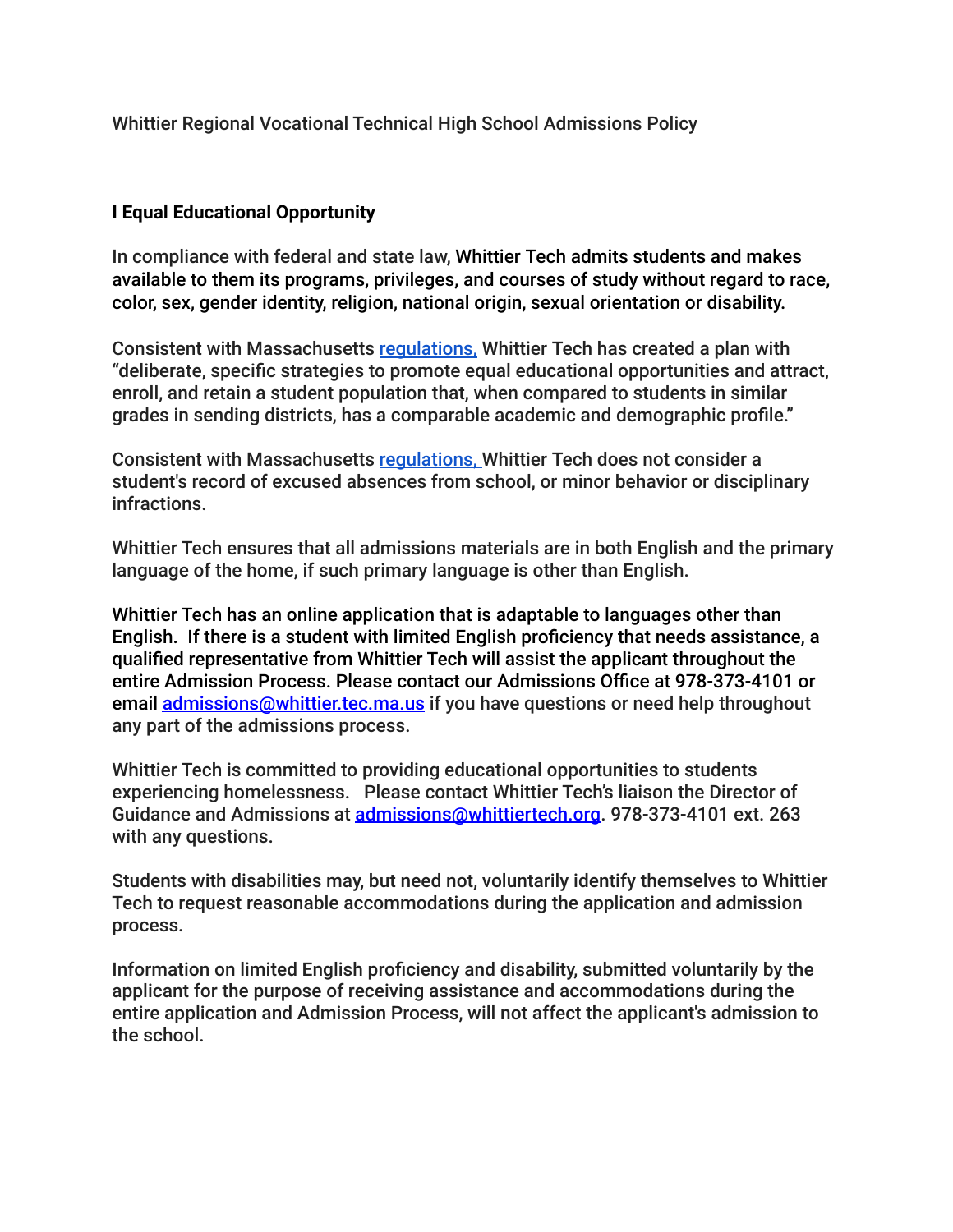Whittier Regional Vocational Technical High School Admissions Policy

## I Equal Educational Opportunity

In compliance with federal and state law, Whittier Tech admits students and makes available to them its programs, privileges, and courses of study without regard to race, color, sex, gender identity, religion, national origin, sexual orientation or disability.

Consistent with Massachusetts regulations, Whittier Tech has created a plan with "deliberate, specific strategies to promote equal educational opportunities and attract, enroll, and retain a student population that, when compared to students in similar grades in sending districts, has a comparable academic and demographic profile."

Consistent with Massachusetts regulations, Whittier Tech does not consider a student's record of excused absences from school, or minor behavior or disciplinary infractions.

Whittier Tech ensures that all admissions materials are in both English and the primary language of the home, if such primary language is other than English.

Whittier Tech has an online application that is adaptable to languages other than English. If there is a student with limited English proficiency that needs assistance, a qualified representative from Whittier Tech will assist the applicant throughout the entire Admission Process. Please contact our Admissions Office at 978-373-4101 or email admissions@whittier.tec.ma.us if you have questions or need help throughout any part of the admissions process.

Whittier Tech is committed to providing educational opportunities to students experiencing homelessness. Please contact Whittier Tech's liaison the Director of Guidance and Admissions at admissions@whittiertech.org. 978-373-4101 ext. 263 with any questions.

Students with disabilities may, but need not, voluntarily identify themselves to Whittier Tech to request reasonable accommodations during the application and admission process.

Information on limited English proficiency and disability, submitted voluntarily by the applicant for the purpose of receiving assistance and accommodations during the entire application and Admission Process, will not affect the applicant's admission to the school.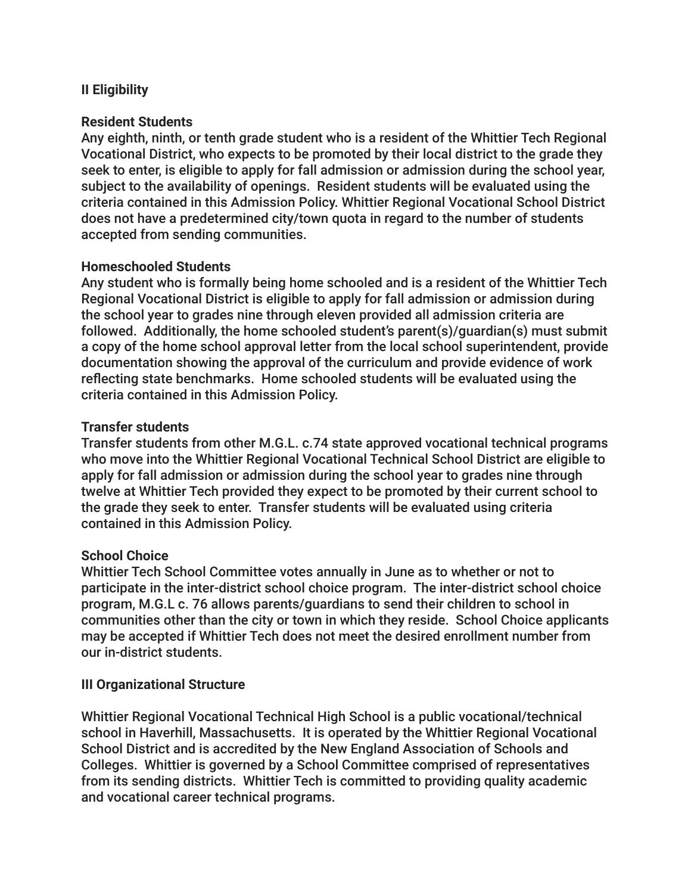## II Eligibility

### Resident Students

Any eighth, ninth, or tenth grade student who is a resident of the Whittier Tech Regional Vocational District, who expects to be promoted by their local district to the grade they seek to enter, is eligible to apply for fall admission or admission during the school year, subject to the availability of openings. Resident students will be evaluated using the criteria contained in this Admission Policy. Whittier Regional Vocational School District does not have a predetermined city/town quota in regard to the number of students accepted from sending communities.

### Homeschooled Students

Any student who is formally being home schooled and is a resident of the Whittier Tech Regional Vocational District is eligible to apply for fall admission or admission during the school year to grades nine through eleven provided all admission criteria are followed. Additionally, the home schooled student's parent(s)/guardian(s) must submit a copy of the home school approval letter from the local school superintendent, provide documentation showing the approval of the curriculum and provide evidence of work reflecting state benchmarks. Home schooled students will be evaluated using the criteria contained in this Admission Policy.

### Transfer students

Transfer students from other M.G.L. c.74 state approved vocational technical programs who move into the Whittier Regional Vocational Technical School District are eligible to apply for fall admission or admission during the school year to grades nine through twelve at Whittier Tech provided they expect to be promoted by their current school to the grade they seek to enter. Transfer students will be evaluated using criteria contained in this Admission Policy.

### School Choice

Whittier Tech School Committee votes annually in June as to whether or not to participate in the inter-district school choice program. The inter-district school choice program, M.G.L c. 76 allows parents/guardians to send their children to school in communities other than the city or town in which they reside. School Choice applicants may be accepted if Whittier Tech does not meet the desired enrollment number from our in-district students.

## III Organizational Structure

Whittier Regional Vocational Technical High School is a public vocational/technical school in Haverhill, Massachusetts. It is operated by the Whittier Regional Vocational School District and is accredited by the New England Association of Schools and Colleges. Whittier is governed by a School Committee comprised of representatives from its sending districts. Whittier Tech is committed to providing quality academic and vocational career technical programs.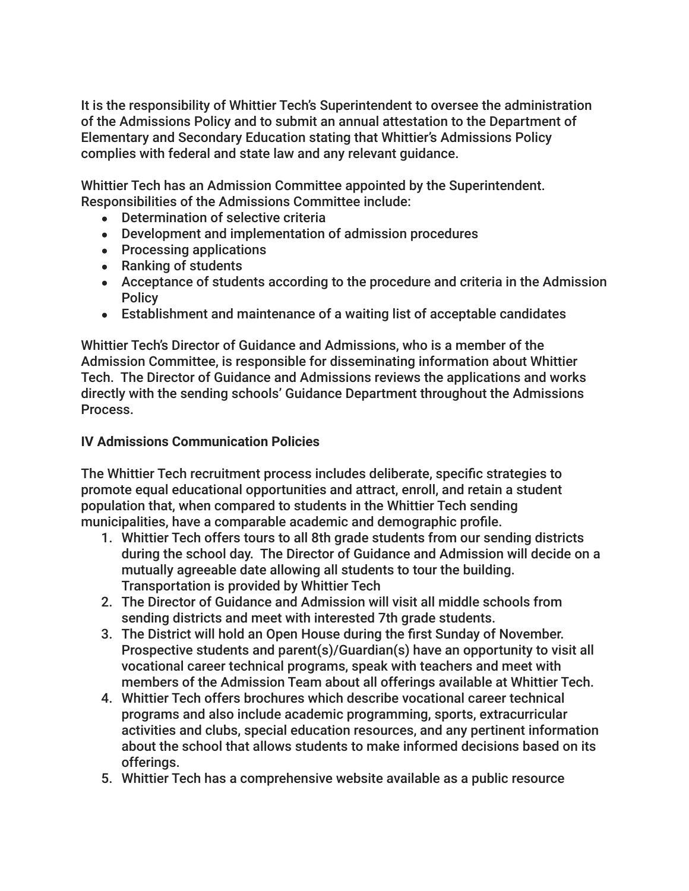It is the responsibility of Whittier Tech's Superintendent to oversee the administration of the Admissions Policy and to submit an annual attestation to the Department of Elementary and Secondary Education stating that Whittier's Admissions Policy complies with federal and state law and any relevant guidance.

Whittier Tech has an Admission Committee appointed by the Superintendent. Responsibilities of the Admissions Committee include:

- Determination of selective criteria
- Development and implementation of admission procedures
- Processing applications
- Ranking of students
- Acceptance of students according to the procedure and criteria in the Admission Policy
- Establishment and maintenance of a waiting list of acceptable candidates

Whittier Tech's Director of Guidance and Admissions, who is a member of the Admission Committee, is responsible for disseminating information about Whittier Tech. The Director of Guidance and Admissions reviews the applications and works directly with the sending schools' Guidance Department throughout the Admissions Process.

**IV Admissions Communication Policies**

The Whittier Tech recruitment process includes deliberate, specific strategies to promote equal educational opportunities and attract, enroll, and retain a student population that, when compared to students in the Whittier Tech sending municipalities, have a comparable academic and demographic profile.

1. Whittier Tech offers tours to all 8th grade students from our sending districts during the school day. The Director of Guidance and Admission will decide on a mutually agreeable date allowing all students to tour the building. Transportation is provided by Whittier Tech
2. The Director of Guidance and Admission will visit all middle schools from sending districts and meet with interested 7th grade students.
3. The District will hold an Open House during the first Sunday of November. Prospective students and parent(s)/Guardian(s) have an opportunity to visit all vocational career technical programs, speak with teachers and meet with members of the Admission Team about all offerings available at Whittier Tech.
4. Whittier Tech offers brochures which describe vocational career technical programs and also include academic programming, sports, extracurricular activities and clubs, special education resources, and any pertinent information about the school that allows students to make informed decisions based on its offerings.
5. Whittier Tech has a comprehensive website available as a public resource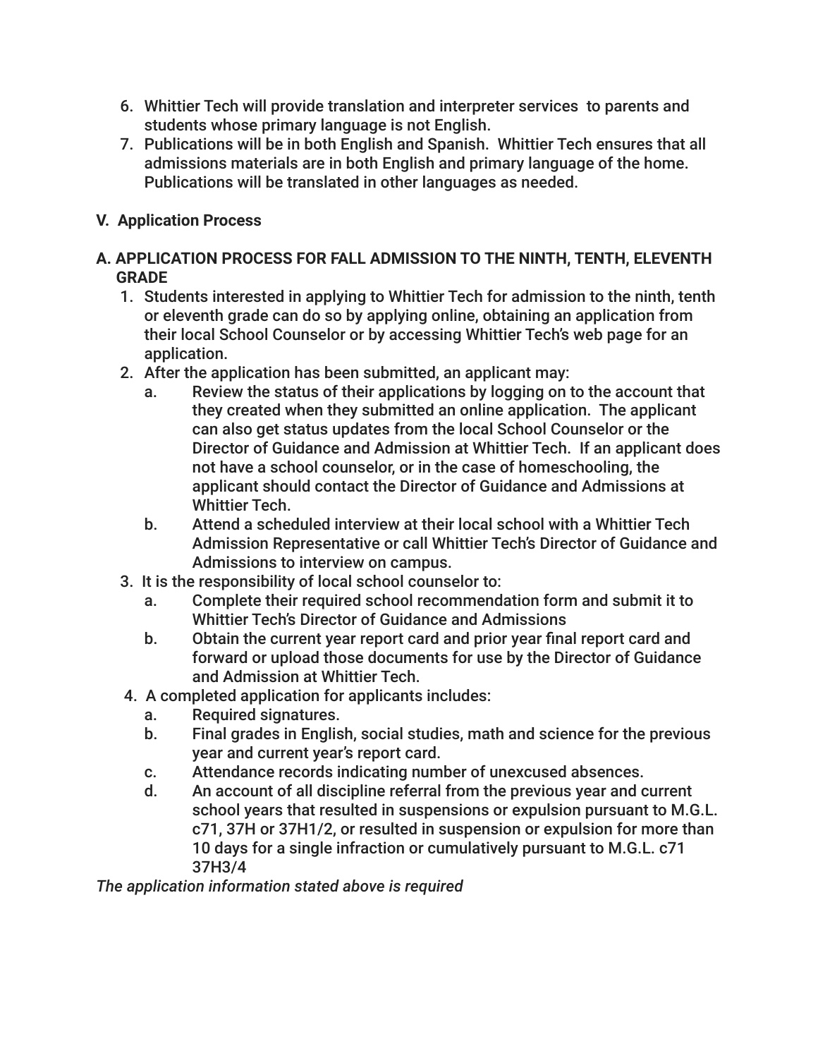6. Whittier Tech will provide translation and interpreter services to parents and students whose primary language is not English.
7. Publications will be in both English and Spanish. Whittier Tech ensures that all admissions materials are in both English and primary language of the home. Publications will be translated in other languages as needed.

## V. Application Process

### A. APPLICATION PROCESS FOR FALL ADMISSION TO THE NINTH, TENTH, ELEVENTH GRADE

1. Students interested in applying to Whittier Tech for admission to the ninth, tenth or eleventh grade can do so by applying online, obtaining an application from their local School Counselor or by accessing Whittier Tech's web page for an application.
2. After the application has been submitted, an applicant may:
   a. Review the status of their applications by logging on to the account that they created when they submitted an online application. The applicant can also get status updates from the local School Counselor or the Director of Guidance and Admission at Whittier Tech. If an applicant does not have a school counselor, or in the case of homeschooling, the applicant should contact the Director of Guidance and Admissions at Whittier Tech.
   b. Attend a scheduled interview at their local school with a Whittier Tech Admission Representative or call Whittier Tech's Director of Guidance and Admissions to interview on campus.
3. It is the responsibility of local school counselor to:
   a. Complete their required school recommendation form and submit it to Whittier Tech's Director of Guidance and Admissions
   b. Obtain the current year report card and prior year final report card and forward or upload those documents for use by the Director of Guidance and Admission at Whittier Tech.
4. A completed application for applicants includes:
   a. Required signatures.
   b. Final grades in English, social studies, math and science for the previous year and current year's report card.
   c. Attendance records indicating number of unexcused absences.
   d. An account of all discipline referral from the previous year and current school years that resulted in suspensions or expulsion pursuant to M.G.L. c71, 37H or 37H1/2, or resulted in suspension or expulsion for more than 10 days for a single infraction or cumulatively pursuant to M.G.L. c71 37H3/4

*The application information stated above is required*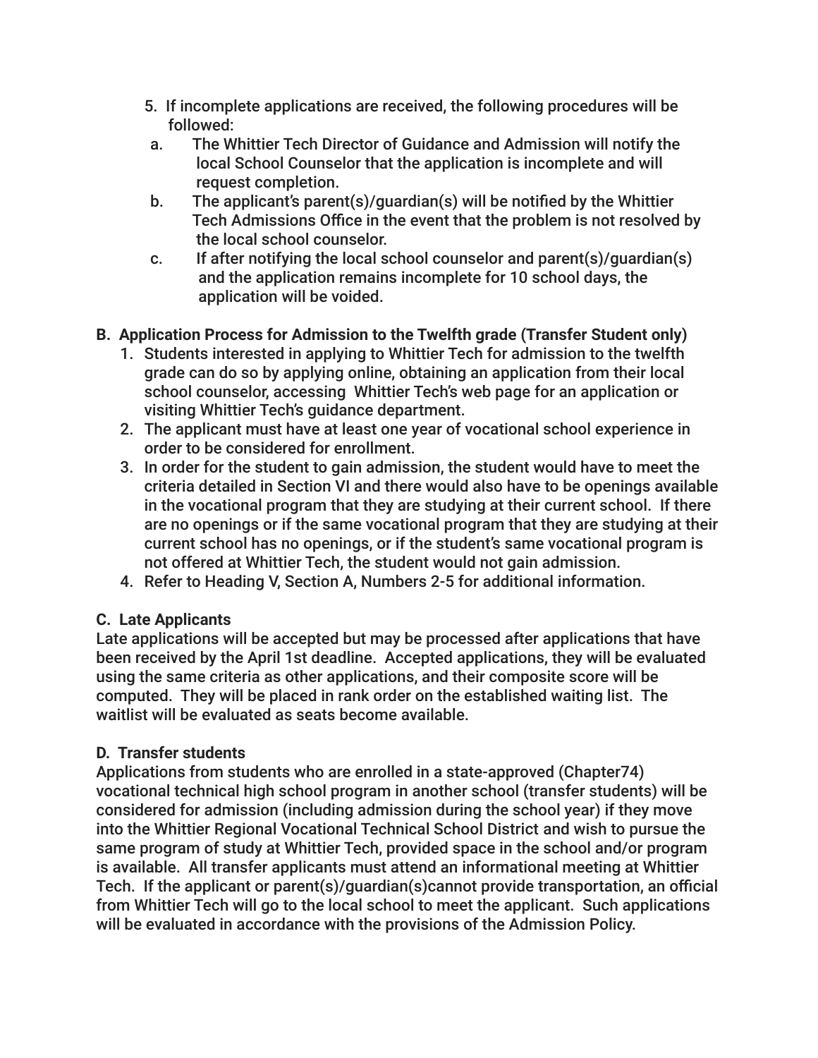5. If incomplete applications are received, the following procedures will be followed:
   a. The Whittier Tech Director of Guidance and Admission will notify the local School Counselor that the application is incomplete and will request completion.
   b. The applicant's parent(s)/guardian(s) will be notified by the Whittier Tech Admissions Office in the event that the problem is not resolved by the local school counselor.
   c. If after notifying the local school counselor and parent(s)/guardian(s) and the application remains incomplete for 10 school days, the application will be voided.

**B. Application Process for Admission to the Twelfth grade (Transfer Student only)**

1. Students interested in applying to Whittier Tech for admission to the twelfth grade can do so by applying online, obtaining an application from their local school counselor, accessing Whittier Tech's web page for an application or visiting Whittier Tech's guidance department.
2. The applicant must have at least one year of vocational school experience in order to be considered for enrollment.
3. In order for the student to gain admission, the student would have to meet the criteria detailed in Section VI and there would also have to be openings available in the vocational program that they are studying at their current school. If there are no openings or if the same vocational program that they are studying at their current school has no openings, or if the student's same vocational program is not offered at Whittier Tech, the student would not gain admission.
4. Refer to Heading V, Section A, Numbers 2-5 for additional information.

**C. Late Applicants**

Late applications will be accepted but may be processed after applications that have been received by the April 1st deadline. Accepted applications, they will be evaluated using the same criteria as other applications, and their composite score will be computed. They will be placed in rank order on the established waiting list. The waitlist will be evaluated as seats become available.

**D. Transfer students**

Applications from students who are enrolled in a state-approved (Chapter74) vocational technical high school program in another school (transfer students) will be considered for admission (including admission during the school year) if they move into the Whittier Regional Vocational Technical School District and wish to pursue the same program of study at Whittier Tech, provided space in the school and/or program is available. All transfer applicants must attend an informational meeting at Whittier Tech. If the applicant or parent(s)/guardian(s)cannot provide transportation, an official from Whittier Tech will go to the local school to meet the applicant. Such applications will be evaluated in accordance with the provisions of the Admission Policy.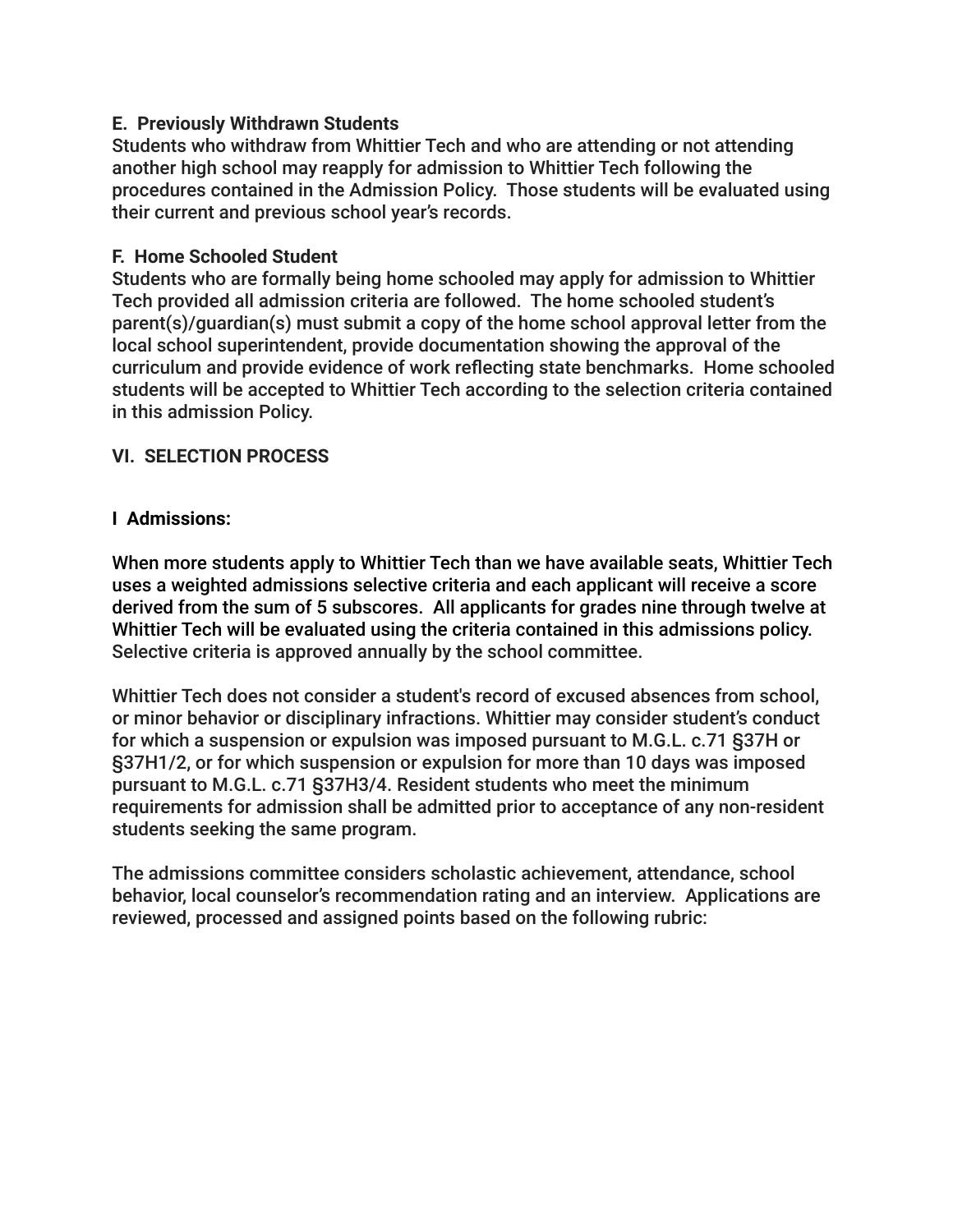**E. Previously Withdrawn Students**

Students who withdraw from Whittier Tech and who are attending or not attending another high school may reapply for admission to Whittier Tech following the procedures contained in the Admission Policy. Those students will be evaluated using their current and previous school year's records.

**F. Home Schooled Student**

Students who are formally being home schooled may apply for admission to Whittier Tech provided all admission criteria are followed. The home schooled student's parent(s)/guardian(s) must submit a copy of the home school approval letter from the local school superintendent, provide documentation showing the approval of the curriculum and provide evidence of work reflecting state benchmarks. Home schooled students will be accepted to Whittier Tech according to the selection criteria contained in this admission Policy.

## VI. SELECTION PROCESS

### I Admissions:

When more students apply to Whittier Tech than we have available seats, Whittier Tech uses a weighted admissions selective criteria and each applicant will receive a score derived from the sum of 5 subscores. All applicants for grades nine through twelve at Whittier Tech will be evaluated using the criteria contained in this admissions policy. Selective criteria is approved annually by the school committee.

Whittier Tech does not consider a student's record of excused absences from school, or minor behavior or disciplinary infractions. Whittier may consider student's conduct for which a suspension or expulsion was imposed pursuant to M.G.L. c.71 §37H or §37H1/2, or for which suspension or expulsion for more than 10 days was imposed pursuant to M.G.L. c.71 §37H3/4. Resident students who meet the minimum requirements for admission shall be admitted prior to acceptance of any non-resident students seeking the same program.

The admissions committee considers scholastic achievement, attendance, school behavior, local counselor's recommendation rating and an interview. Applications are reviewed, processed and assigned points based on the following rubric: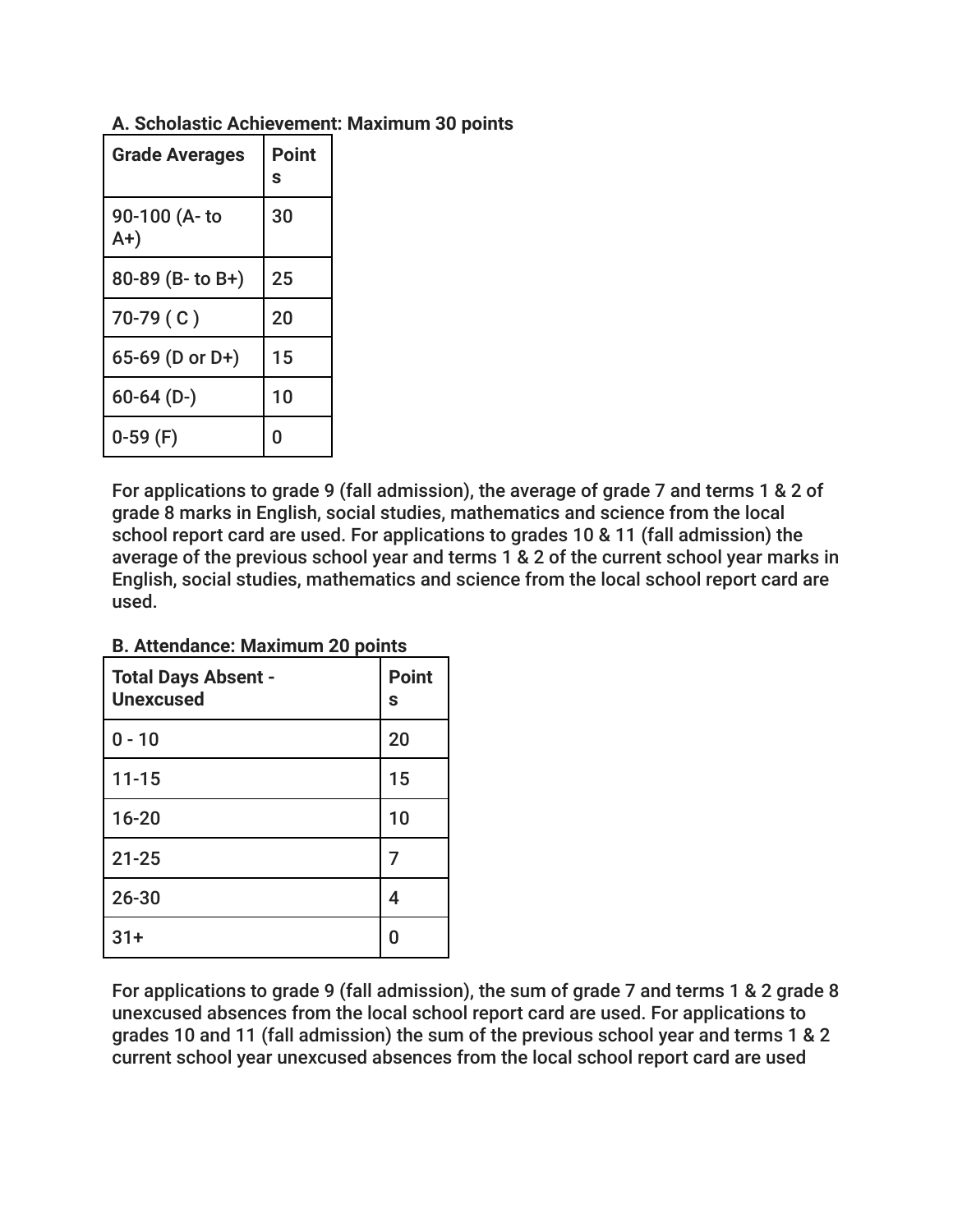**A. Scholastic Achievement: Maximum 30 points**

| Grade Averages | Points |
|---|---|
| 90-100 (A- to A+) | 30 |
| 80-89 (B- to B+) | 25 |
| 70-79 ( C ) | 20 |
| 65-69 (D or D+) | 15 |
| 60-64 (D-) | 10 |
| 0-59 (F) | 0 |

For applications to grade 9 (fall admission), the average of grade 7 and terms 1 & 2 of grade 8 marks in English, social studies, mathematics and science from the local school report card are used. For applications to grades 10 & 11 (fall admission) the average of the previous school year and terms 1 & 2 of the current school year marks in English, social studies, mathematics and science from the local school report card are used.

**B. Attendance: Maximum 20 points**

| Total Days Absent - Unexcused | Points |
|---|---|
| 0 - 10 | 20 |
| 11-15 | 15 |
| 16-20 | 10 |
| 21-25 | 7 |
| 26-30 | 4 |
| 31+ | 0 |

For applications to grade 9 (fall admission), the sum of grade 7 and terms 1 & 2 grade 8 unexcused absences from the local school report card are used. For applications to grades 10 and 11 (fall admission) the sum of the previous school year and terms 1 & 2 current school year unexcused absences from the local school report card are used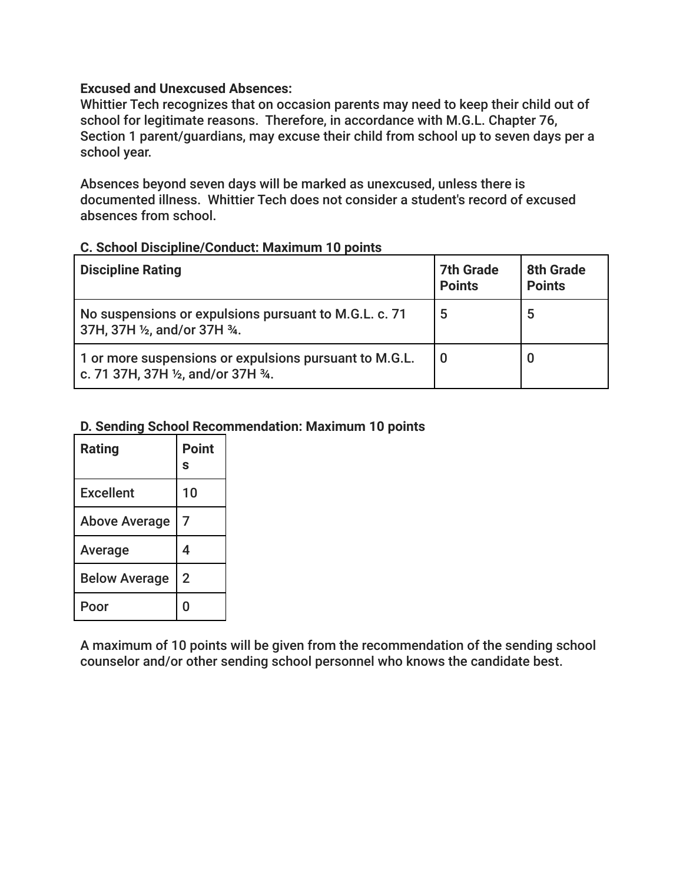**Excused and Unexcused Absences:**
Whittier Tech recognizes that on occasion parents may need to keep their child out of school for legitimate reasons. Therefore, in accordance with M.G.L. Chapter 76, Section 1 parent/guardians, may excuse their child from school up to seven days per a school year.

Absences beyond seven days will be marked as unexcused, unless there is documented illness. Whittier Tech does not consider a student's record of excused absences from school.

**C. School Discipline/Conduct: Maximum 10 points**

| Discipline Rating | 7th Grade Points | 8th Grade Points |
|---|---|---|
| No suspensions or expulsions pursuant to M.G.L. c. 71 37H, 37H ½, and/or 37H ¾. | 5 | 5 |
| 1 or more suspensions or expulsions pursuant to M.G.L. c. 71 37H, 37H ½, and/or 37H ¾. | 0 | 0 |

**D. Sending School Recommendation: Maximum 10 points**

| Rating | Points |
|---|---|
| Excellent | 10 |
| Above Average | 7 |
| Average | 4 |
| Below Average | 2 |
| Poor | 0 |

A maximum of 10 points will be given from the recommendation of the sending school counselor and/or other sending school personnel who knows the candidate best.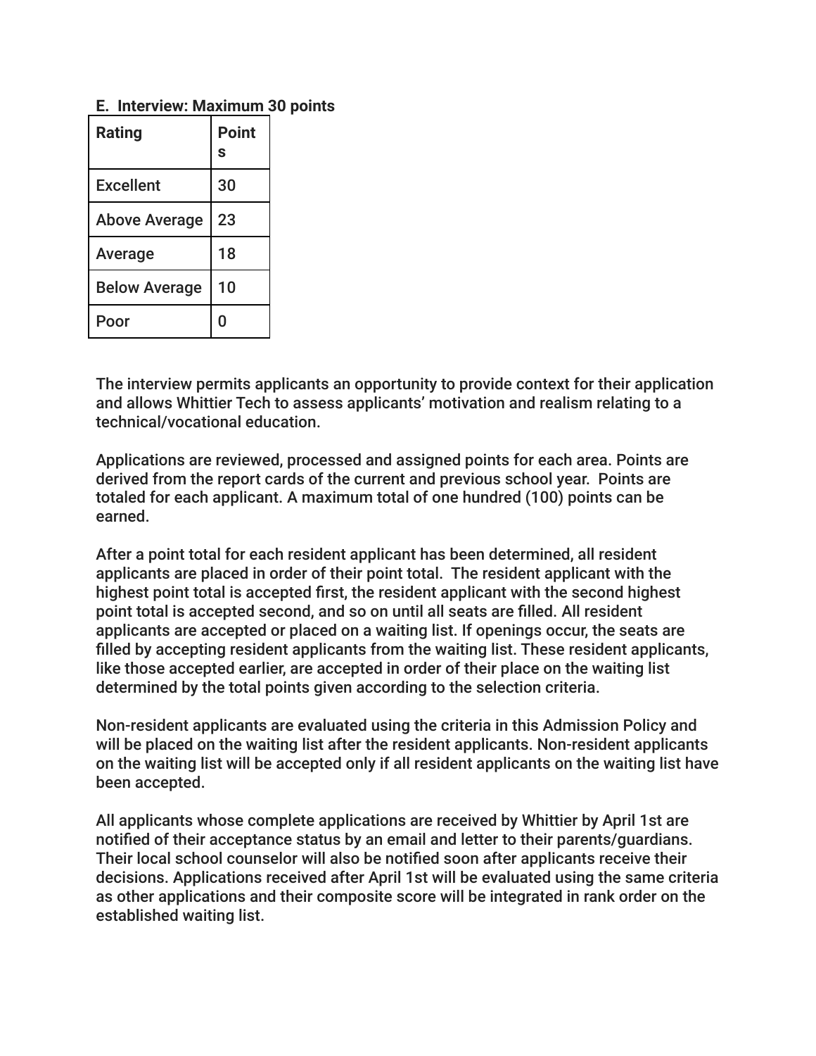**E. Interview: Maximum 30 points**

| Rating | Points |
|---|---|
| Excellent | 30 |
| Above Average | 23 |
| Average | 18 |
| Below Average | 10 |
| Poor | 0 |

The interview permits applicants an opportunity to provide context for their application and allows Whittier Tech to assess applicants' motivation and realism relating to a technical/vocational education.

Applications are reviewed, processed and assigned points for each area. Points are derived from the report cards of the current and previous school year. Points are totaled for each applicant. A maximum total of one hundred (100) points can be earned.

After a point total for each resident applicant has been determined, all resident applicants are placed in order of their point total. The resident applicant with the highest point total is accepted first, the resident applicant with the second highest point total is accepted second, and so on until all seats are filled. All resident applicants are accepted or placed on a waiting list. If openings occur, the seats are filled by accepting resident applicants from the waiting list. These resident applicants, like those accepted earlier, are accepted in order of their place on the waiting list determined by the total points given according to the selection criteria.

Non-resident applicants are evaluated using the criteria in this Admission Policy and will be placed on the waiting list after the resident applicants. Non-resident applicants on the waiting list will be accepted only if all resident applicants on the waiting list have been accepted.

All applicants whose complete applications are received by Whittier by April 1st are notified of their acceptance status by an email and letter to their parents/guardians. Their local school counselor will also be notified soon after applicants receive their decisions. Applications received after April 1st will be evaluated using the same criteria as other applications and their composite score will be integrated in rank order on the established waiting list.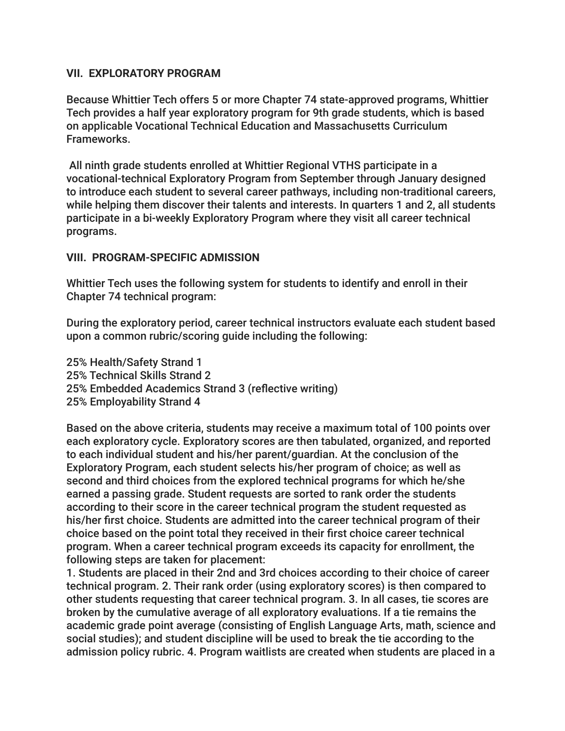## VII. EXPLORATORY PROGRAM

Because Whittier Tech offers 5 or more Chapter 74 state-approved programs, Whittier Tech provides a half year exploratory program for 9th grade students, which is based on applicable Vocational Technical Education and Massachusetts Curriculum Frameworks.

All ninth grade students enrolled at Whittier Regional VTHS participate in a vocational-technical Exploratory Program from September through January designed to introduce each student to several career pathways, including non-traditional careers, while helping them discover their talents and interests. In quarters 1 and 2, all students participate in a bi-weekly Exploratory Program where they visit all career technical programs.

## VIII. PROGRAM-SPECIFIC ADMISSION

Whittier Tech uses the following system for students to identify and enroll in their Chapter 74 technical program:

During the exploratory period, career technical instructors evaluate each student based upon a common rubric/scoring guide including the following:

25% Health/Safety Strand 1
25% Technical Skills Strand 2
25% Embedded Academics Strand 3 (reflective writing)
25% Employability Strand 4

Based on the above criteria, students may receive a maximum total of 100 points over each exploratory cycle. Exploratory scores are then tabulated, organized, and reported to each individual student and his/her parent/guardian. At the conclusion of the Exploratory Program, each student selects his/her program of choice; as well as second and third choices from the explored technical programs for which he/she earned a passing grade. Student requests are sorted to rank order the students according to their score in the career technical program the student requested as his/her first choice. Students are admitted into the career technical program of their choice based on the point total they received in their first choice career technical program. When a career technical program exceeds its capacity for enrollment, the following steps are taken for placement:
1. Students are placed in their 2nd and 3rd choices according to their choice of career technical program. 2. Their rank order (using exploratory scores) is then compared to other students requesting that career technical program. 3. In all cases, tie scores are broken by the cumulative average of all exploratory evaluations. If a tie remains the academic grade point average (consisting of English Language Arts, math, science and social studies); and student discipline will be used to break the tie according to the admission policy rubric. 4. Program waitlists are created when students are placed in a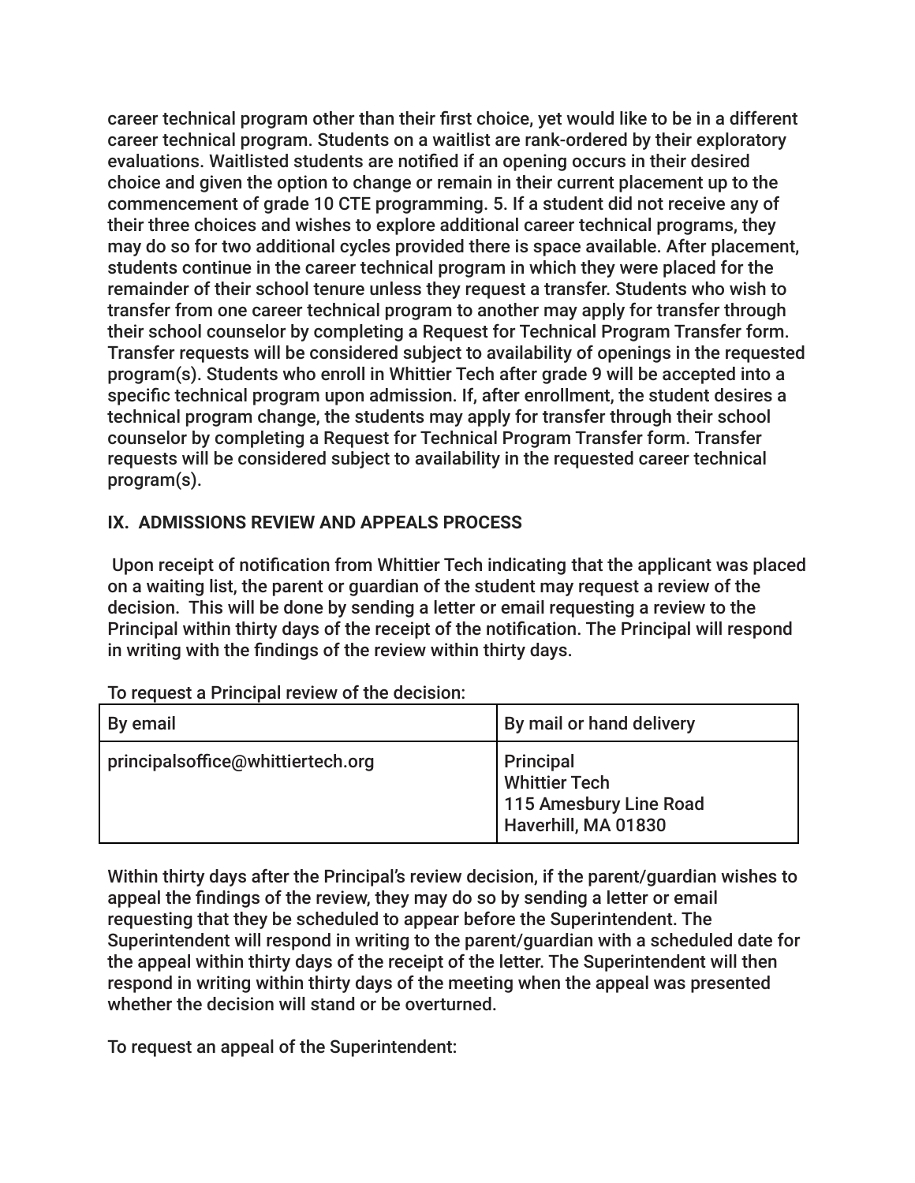career technical program other than their first choice, yet would like to be in a different career technical program. Students on a waitlist are rank-ordered by their exploratory evaluations. Waitlisted students are notified if an opening occurs in their desired choice and given the option to change or remain in their current placement up to the commencement of grade 10 CTE programming. 5. If a student did not receive any of their three choices and wishes to explore additional career technical programs, they may do so for two additional cycles provided there is space available. After placement, students continue in the career technical program in which they were placed for the remainder of their school tenure unless they request a transfer. Students who wish to transfer from one career technical program to another may apply for transfer through their school counselor by completing a Request for Technical Program Transfer form. Transfer requests will be considered subject to availability of openings in the requested program(s). Students who enroll in Whittier Tech after grade 9 will be accepted into a specific technical program upon admission. If, after enrollment, the student desires a technical program change, the students may apply for transfer through their school counselor by completing a Request for Technical Program Transfer form. Transfer requests will be considered subject to availability in the requested career technical program(s).

## IX. ADMISSIONS REVIEW AND APPEALS PROCESS

Upon receipt of notification from Whittier Tech indicating that the applicant was placed on a waiting list, the parent or guardian of the student may request a review of the decision. This will be done by sending a letter or email requesting a review to the Principal within thirty days of the receipt of the notification. The Principal will respond in writing with the findings of the review within thirty days.

To request a Principal review of the decision:

| By email | By mail or hand delivery |
|---|---|
| principalsoffice@whittiertech.org | Principal<br>Whittier Tech<br>115 Amesbury Line Road<br>Haverhill, MA 01830 |

Within thirty days after the Principal's review decision, if the parent/guardian wishes to appeal the findings of the review, they may do so by sending a letter or email requesting that they be scheduled to appear before the Superintendent. The Superintendent will respond in writing to the parent/guardian with a scheduled date for the appeal within thirty days of the receipt of the letter. The Superintendent will then respond in writing within thirty days of the meeting when the appeal was presented whether the decision will stand or be overturned.

To request an appeal of the Superintendent: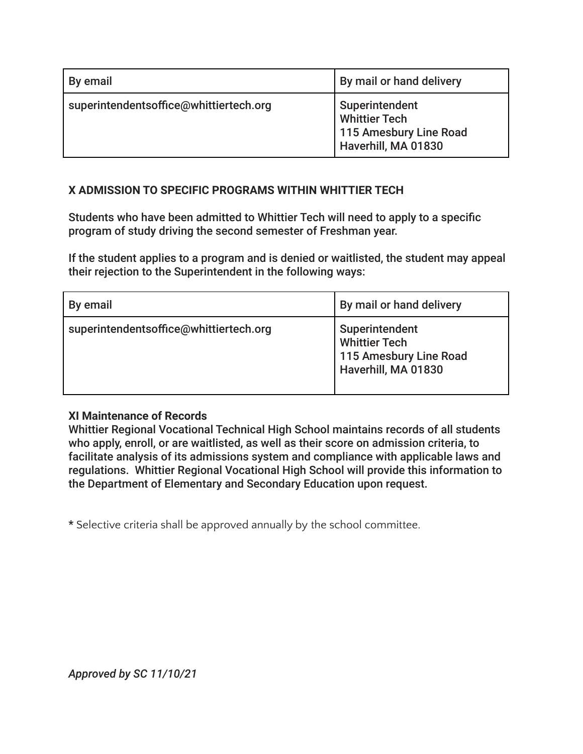| By email | By mail or hand delivery |
|---|---|
| superintendentsoffice@whittiertech.org | **Superintendent**<br>**Whittier Tech**<br>**115 Amesbury Line Road**<br>**Haverhill, MA 01830** |

**X ADMISSION TO SPECIFIC PROGRAMS WITHIN WHITTIER TECH**

**Students who have been admitted to Whittier Tech will need to apply to a specific program of study driving the second semester of Freshman year.**

**If the student applies to a program and is denied or waitlisted, the student may appeal their rejection to the Superintendent in the following ways:**

| By email | By mail or hand delivery |
|---|---|
| superintendentsoffice@whittiertech.org | **Superintendent**<br>**Whittier Tech**<br>**115 Amesbury Line Road**<br>**Haverhill, MA 01830** |

**XI Maintenance of Records**

**Whittier Regional Vocational Technical High School maintains records of all students who apply, enroll, or are waitlisted, as well as their score on admission criteria, to facilitate analysis of its admissions system and compliance with applicable laws and regulations. Whittier Regional Vocational High School will provide this information to the Department of Elementary and Secondary Education upon request.**

* Selective criteria shall be approved annually by the school committee.

***Approved by SC 11/10/21***